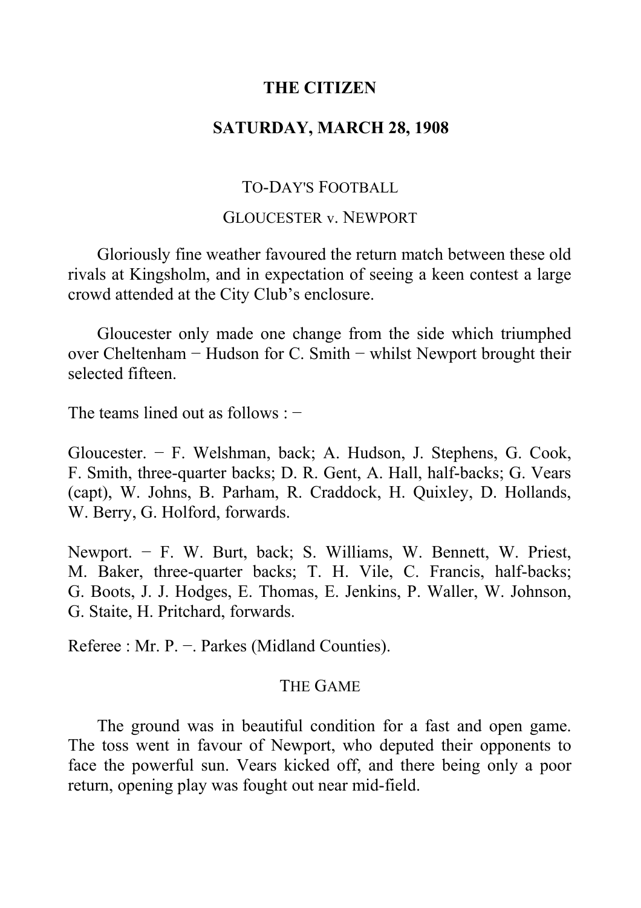# THE CITIZEN

## SATURDAY, MARCH 28, 1908

### TO-DAY'S FOOTBALL

### GLOUCESTER v. NEWPORT

Gloriously fine weather favoured the return match between these old rivals at Kingsholm, and in expectation of seeing a keen contest a large crowd attended at the City Club's enclosure.

Gloucester only made one change from the side which triumphed over Cheltenham − Hudson for C. Smith − whilst Newport brought their selected fifteen.

The teams lined out as follows : −

Gloucester. − F. Welshman, back; A. Hudson, J. Stephens, G. Cook, F. Smith, three-quarter backs; D. R. Gent, A. Hall, half-backs; G. Vears (capt), W. Johns, B. Parham, R. Craddock, H. Quixley, D. Hollands, W. Berry, G. Holford, forwards.

Newport. − F. W. Burt, back; S. Williams, W. Bennett, W. Priest, M. Baker, three-quarter backs; T. H. Vile, C. Francis, half-backs; G. Boots, J. J. Hodges, E. Thomas, E. Jenkins, P. Waller, W. Johnson, G. Staite, H. Pritchard, forwards.

Referee : Mr. P. −. Parkes (Midland Counties).

### THE GAME

The ground was in beautiful condition for a fast and open game. The toss went in favour of Newport, who deputed their opponents to face the powerful sun. Vears kicked off, and there being only a poor return, opening play was fought out near mid-field.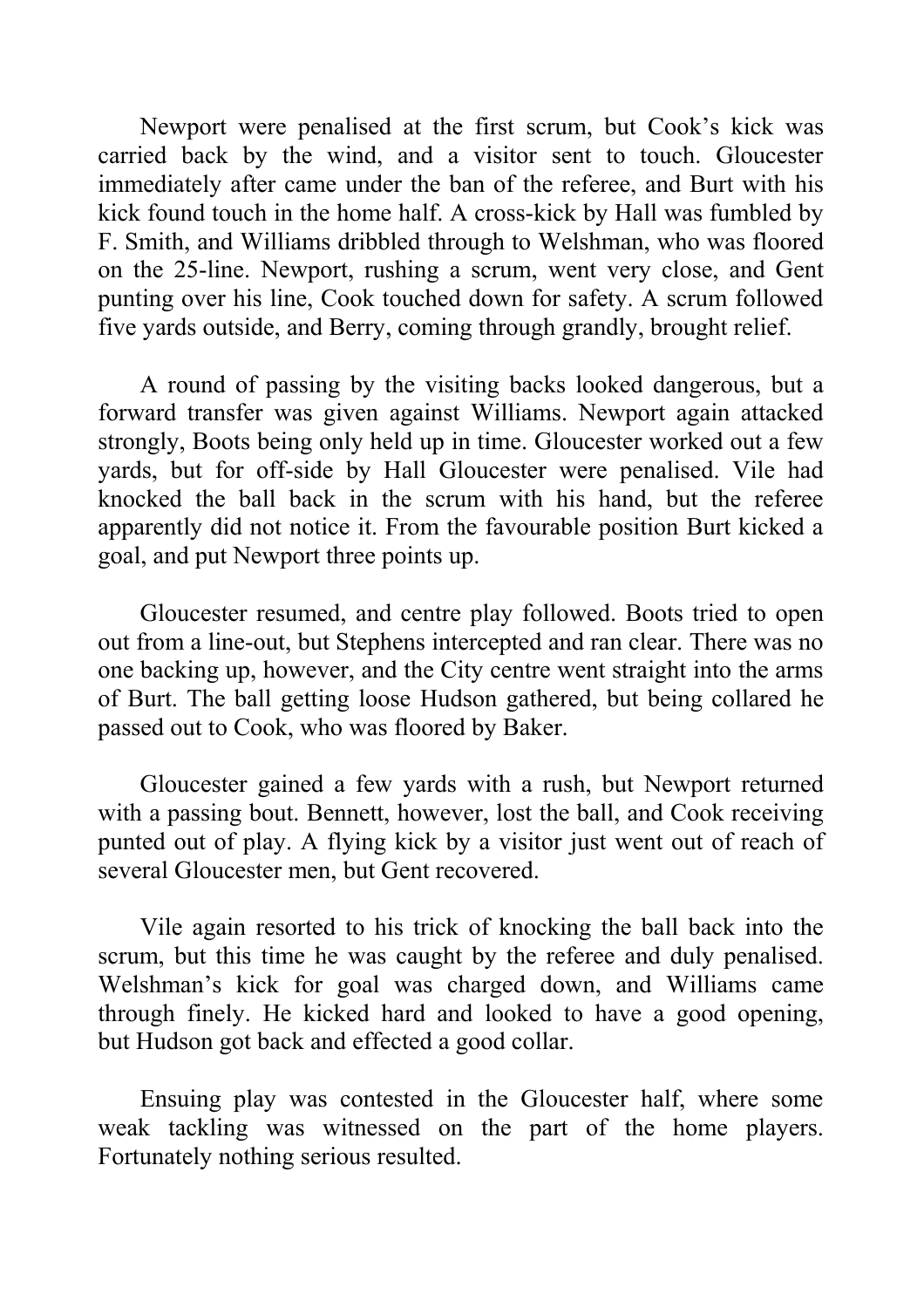Newport were penalised at the first scrum, but Cook's kick was carried back by the wind, and a visitor sent to touch. Gloucester immediately after came under the ban of the referee, and Burt with his kick found touch in the home half. A cross-kick by Hall was fumbled by F. Smith, and Williams dribbled through to Welshman, who was floored on the 25-line. Newport, rushing a scrum, went very close, and Gent punting over his line, Cook touched down for safety. A scrum followed five yards outside, and Berry, coming through grandly, brought relief.

A round of passing by the visiting backs looked dangerous, but a forward transfer was given against Williams. Newport again attacked strongly, Boots being only held up in time. Gloucester worked out a few yards, but for off-side by Hall Gloucester were penalised. Vile had knocked the ball back in the scrum with his hand, but the referee apparently did not notice it. From the favourable position Burt kicked a goal, and put Newport three points up.

Gloucester resumed, and centre play followed. Boots tried to open out from a line-out, but Stephens intercepted and ran clear. There was no one backing up, however, and the City centre went straight into the arms of Burt. The ball getting loose Hudson gathered, but being collared he passed out to Cook, who was floored by Baker.

Gloucester gained a few yards with a rush, but Newport returned with a passing bout. Bennett, however, lost the ball, and Cook receiving punted out of play. A flying kick by a visitor just went out of reach of several Gloucester men, but Gent recovered.

Vile again resorted to his trick of knocking the ball back into the scrum, but this time he was caught by the referee and duly penalised. Welshman's kick for goal was charged down, and Williams came through finely. He kicked hard and looked to have a good opening, but Hudson got back and effected a good collar.

Ensuing play was contested in the Gloucester half, where some weak tackling was witnessed on the part of the home players. Fortunately nothing serious resulted.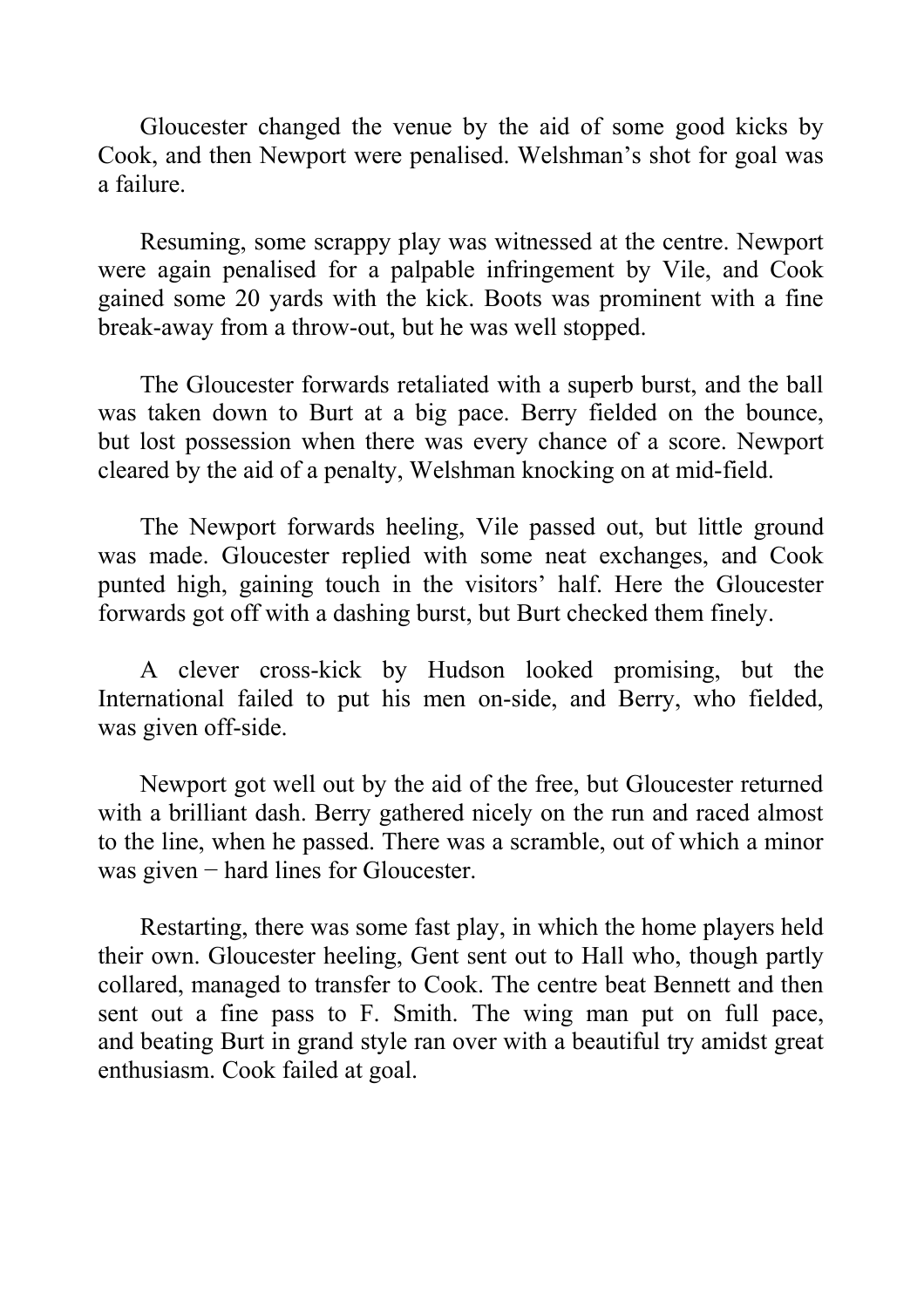Gloucester changed the venue by the aid of some good kicks by Cook, and then Newport were penalised. Welshman's shot for goal was a failure.

Resuming, some scrappy play was witnessed at the centre. Newport were again penalised for a palpable infringement by Vile, and Cook gained some 20 yards with the kick. Boots was prominent with a fine break-away from a throw-out, but he was well stopped.

The Gloucester forwards retaliated with a superb burst, and the ball was taken down to Burt at a big pace. Berry fielded on the bounce, but lost possession when there was every chance of a score. Newport cleared by the aid of a penalty, Welshman knocking on at mid-field.

The Newport forwards heeling, Vile passed out, but little ground was made. Gloucester replied with some neat exchanges, and Cook punted high, gaining touch in the visitors' half. Here the Gloucester forwards got off with a dashing burst, but Burt checked them finely.

A clever cross-kick by Hudson looked promising, but the International failed to put his men on-side, and Berry, who fielded, was given off-side.

Newport got well out by the aid of the free, but Gloucester returned with a brilliant dash. Berry gathered nicely on the run and raced almost to the line, when he passed. There was a scramble, out of which a minor was given − hard lines for Gloucester.

Restarting, there was some fast play, in which the home players held their own. Gloucester heeling, Gent sent out to Hall who, though partly collared, managed to transfer to Cook. The centre beat Bennett and then sent out a fine pass to F. Smith. The wing man put on full pace, and beating Burt in grand style ran over with a beautiful try amidst great enthusiasm. Cook failed at goal.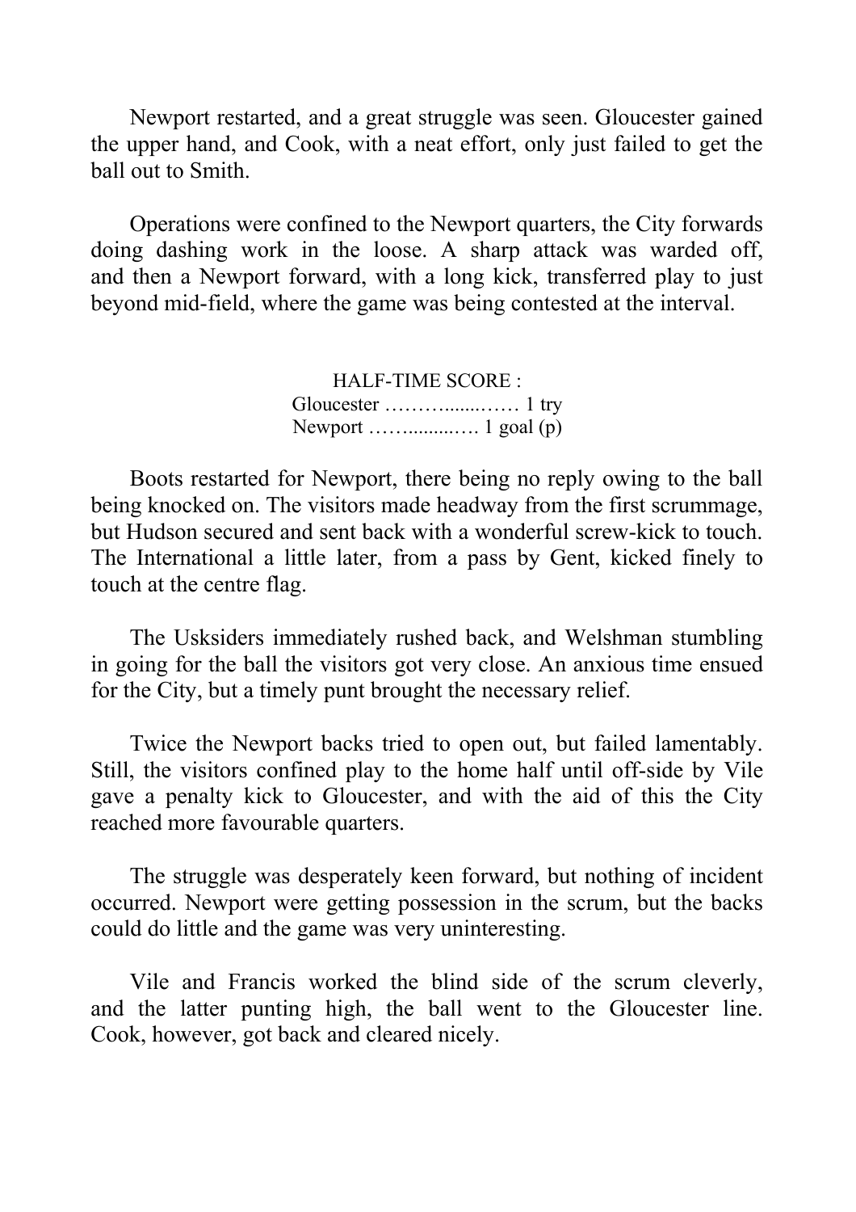Newport restarted, and a great struggle was seen. Gloucester gained the upper hand, and Cook, with a neat effort, only just failed to get the ball out to Smith.

Operations were confined to the Newport quarters, the City forwards doing dashing work in the loose. A sharp attack was warded off, and then a Newport forward, with a long kick, transferred play to just beyond mid-field, where the game was being contested at the interval.

HALF-TIME SCORE :
Gloucester ………........…… 1 try
Newport …….........… 1 goal (p)

Boots restarted for Newport, there being no reply owing to the ball being knocked on. The visitors made headway from the first scrummage, but Hudson secured and sent back with a wonderful screw-kick to touch. The International a little later, from a pass by Gent, kicked finely to touch at the centre flag.

The Usksiders immediately rushed back, and Welshman stumbling in going for the ball the visitors got very close. An anxious time ensued for the City, but a timely punt brought the necessary relief.

Twice the Newport backs tried to open out, but failed lamentably. Still, the visitors confined play to the home half until off-side by Vile gave a penalty kick to Gloucester, and with the aid of this the City reached more favourable quarters.

The struggle was desperately keen forward, but nothing of incident occurred. Newport were getting possession in the scrum, but the backs could do little and the game was very uninteresting.

Vile and Francis worked the blind side of the scrum cleverly, and the latter punting high, the ball went to the Gloucester line. Cook, however, got back and cleared nicely.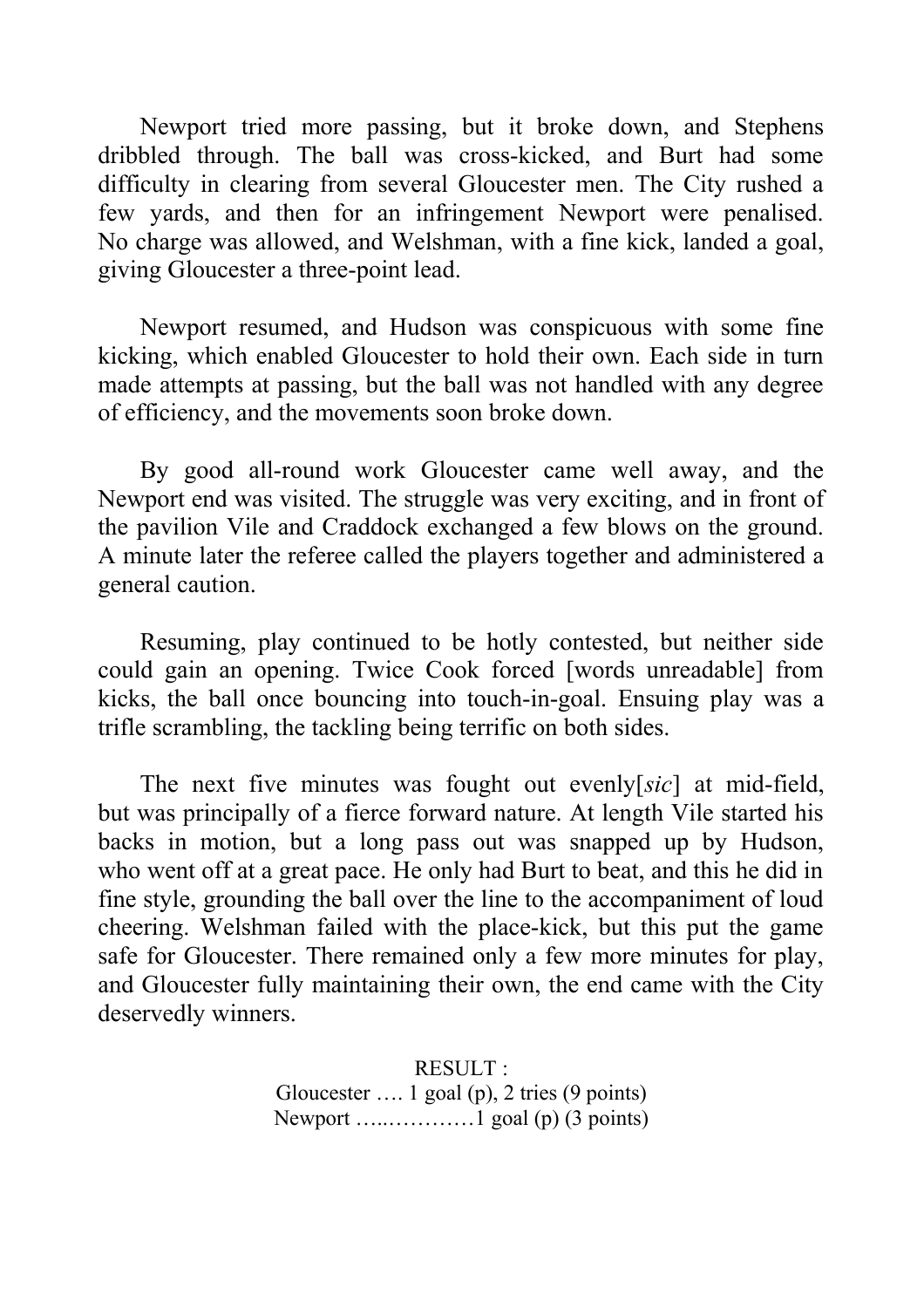Newport tried more passing, but it broke down, and Stephens dribbled through. The ball was cross-kicked, and Burt had some difficulty in clearing from several Gloucester men. The City rushed a few yards, and then for an infringement Newport were penalised. No charge was allowed, and Welshman, with a fine kick, landed a goal, giving Gloucester a three-point lead.

Newport resumed, and Hudson was conspicuous with some fine kicking, which enabled Gloucester to hold their own. Each side in turn made attempts at passing, but the ball was not handled with any degree of efficiency, and the movements soon broke down.

By good all-round work Gloucester came well away, and the Newport end was visited. The struggle was very exciting, and in front of the pavilion Vile and Craddock exchanged a few blows on the ground. A minute later the referee called the players together and administered a general caution.

Resuming, play continued to be hotly contested, but neither side could gain an opening. Twice Cook forced [words unreadable] from kicks, the ball once bouncing into touch-in-goal. Ensuing play was a trifle scrambling, the tackling being terrific on both sides.

The next five minutes was fought out evenly[*sic*] at mid-field, but was principally of a fierce forward nature. At length Vile started his backs in motion, but a long pass out was snapped up by Hudson, who went off at a great pace. He only had Burt to beat, and this he did in fine style, grounding the ball over the line to the accompaniment of loud cheering. Welshman failed with the place-kick, but this put the game safe for Gloucester. There remained only a few more minutes for play, and Gloucester fully maintaining their own, the end came with the City deservedly winners.

RESULT :
Gloucester …. 1 goal (p), 2 tries (9 points)
Newport …..…………1 goal (p) (3 points)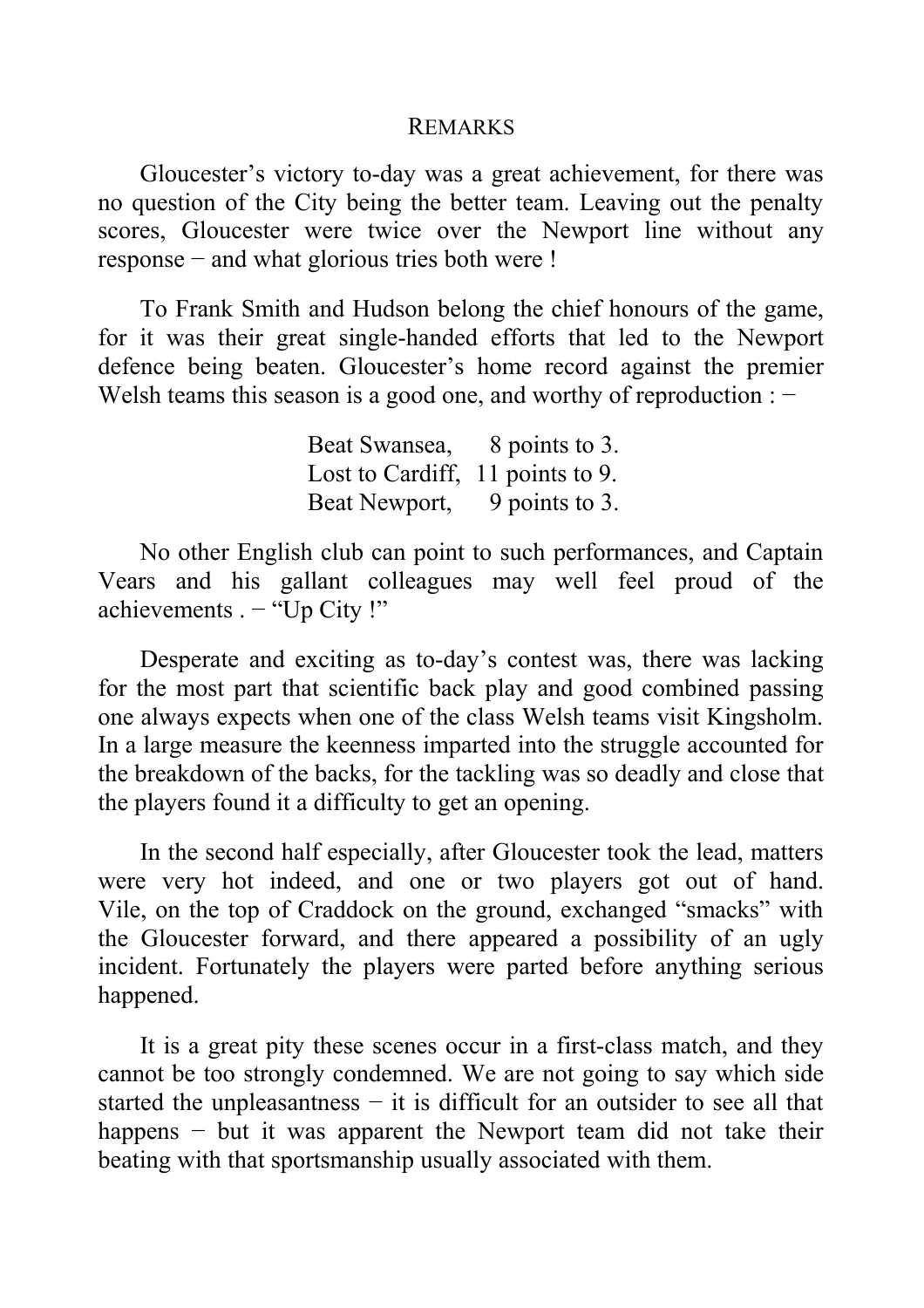## REMARKS

Gloucester's victory to-day was a great achievement, for there was no question of the City being the better team. Leaving out the penalty scores, Gloucester were twice over the Newport line without any response − and what glorious tries both were !

To Frank Smith and Hudson belong the chief honours of the game, for it was their great single-handed efforts that led to the Newport defence being beaten. Gloucester's home record against the premier Welsh teams this season is a good one, and worthy of reproduction : −

Beat Swansea, 8 points to 3.
Lost to Cardiff, 11 points to 9.
Beat Newport, 9 points to 3.

No other English club can point to such performances, and Captain Vears and his gallant colleagues may well feel proud of the achievements . − "Up City !"

Desperate and exciting as to-day's contest was, there was lacking for the most part that scientific back play and good combined passing one always expects when one of the class Welsh teams visit Kingsholm. In a large measure the keenness imparted into the struggle accounted for the breakdown of the backs, for the tackling was so deadly and close that the players found it a difficulty to get an opening.

In the second half especially, after Gloucester took the lead, matters were very hot indeed, and one or two players got out of hand. Vile, on the top of Craddock on the ground, exchanged "smacks" with the Gloucester forward, and there appeared a possibility of an ugly incident. Fortunately the players were parted before anything serious happened.

It is a great pity these scenes occur in a first-class match, and they cannot be too strongly condemned. We are not going to say which side started the unpleasantness − it is difficult for an outsider to see all that happens − but it was apparent the Newport team did not take their beating with that sportsmanship usually associated with them.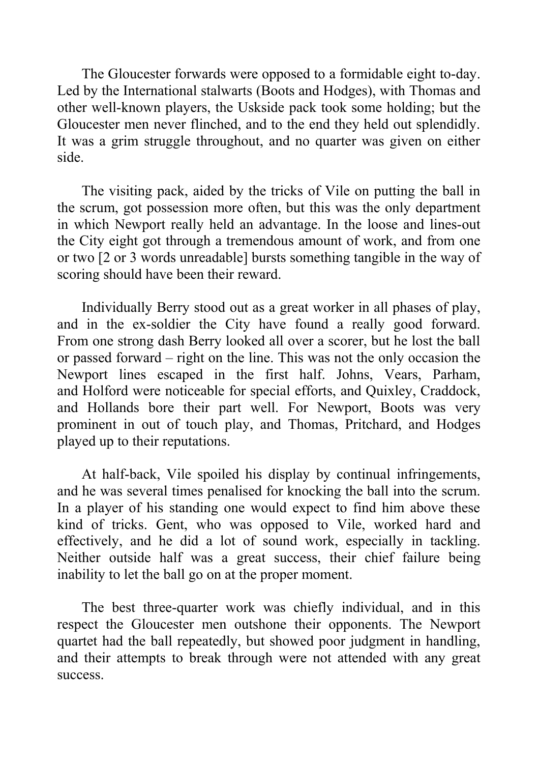The Gloucester forwards were opposed to a formidable eight to-day. Led by the International stalwarts (Boots and Hodges), with Thomas and other well-known players, the Uskside pack took some holding; but the Gloucester men never flinched, and to the end they held out splendidly. It was a grim struggle throughout, and no quarter was given on either side.

The visiting pack, aided by the tricks of Vile on putting the ball in the scrum, got possession more often, but this was the only department in which Newport really held an advantage. In the loose and lines-out the City eight got through a tremendous amount of work, and from one or two [2 or 3 words unreadable] bursts something tangible in the way of scoring should have been their reward.

Individually Berry stood out as a great worker in all phases of play, and in the ex-soldier the City have found a really good forward. From one strong dash Berry looked all over a scorer, but he lost the ball or passed forward – right on the line. This was not the only occasion the Newport lines escaped in the first half. Johns, Vears, Parham, and Holford were noticeable for special efforts, and Quixley, Craddock, and Hollands bore their part well. For Newport, Boots was very prominent in out of touch play, and Thomas, Pritchard, and Hodges played up to their reputations.

At half-back, Vile spoiled his display by continual infringements, and he was several times penalised for knocking the ball into the scrum. In a player of his standing one would expect to find him above these kind of tricks. Gent, who was opposed to Vile, worked hard and effectively, and he did a lot of sound work, especially in tackling. Neither outside half was a great success, their chief failure being inability to let the ball go on at the proper moment.

The best three-quarter work was chiefly individual, and in this respect the Gloucester men outshone their opponents. The Newport quartet had the ball repeatedly, but showed poor judgment in handling, and their attempts to break through were not attended with any great success.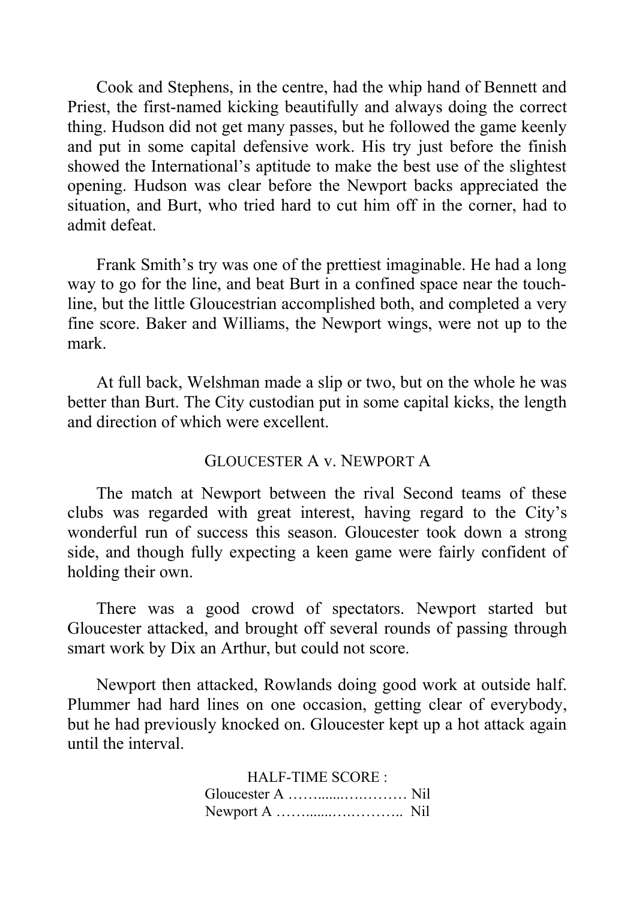Cook and Stephens, in the centre, had the whip hand of Bennett and Priest, the first-named kicking beautifully and always doing the correct thing. Hudson did not get many passes, but he followed the game keenly and put in some capital defensive work. His try just before the finish showed the International's aptitude to make the best use of the slightest opening. Hudson was clear before the Newport backs appreciated the situation, and Burt, who tried hard to cut him off in the corner, had to admit defeat.

Frank Smith's try was one of the prettiest imaginable. He had a long way to go for the line, and beat Burt in a confined space near the touch-line, but the little Gloucestrian accomplished both, and completed a very fine score. Baker and Williams, the Newport wings, were not up to the mark.

At full back, Welshman made a slip or two, but on the whole he was better than Burt. The City custodian put in some capital kicks, the length and direction of which were excellent.

## GLOUCESTER A v. NEWPORT A

The match at Newport between the rival Second teams of these clubs was regarded with great interest, having regard to the City's wonderful run of success this season. Gloucester took down a strong side, and though fully expecting a keen game were fairly confident of holding their own.

There was a good crowd of spectators. Newport started but Gloucester attacked, and brought off several rounds of passing through smart work by Dix an Arthur, but could not score.

Newport then attacked, Rowlands doing good work at outside half. Plummer had hard lines on one occasion, getting clear of everybody, but he had previously knocked on. Gloucester kept up a hot attack again until the interval.

HALF-TIME SCORE :
Gloucester A ……......….……… Nil
Newport A ……......…..……….. Nil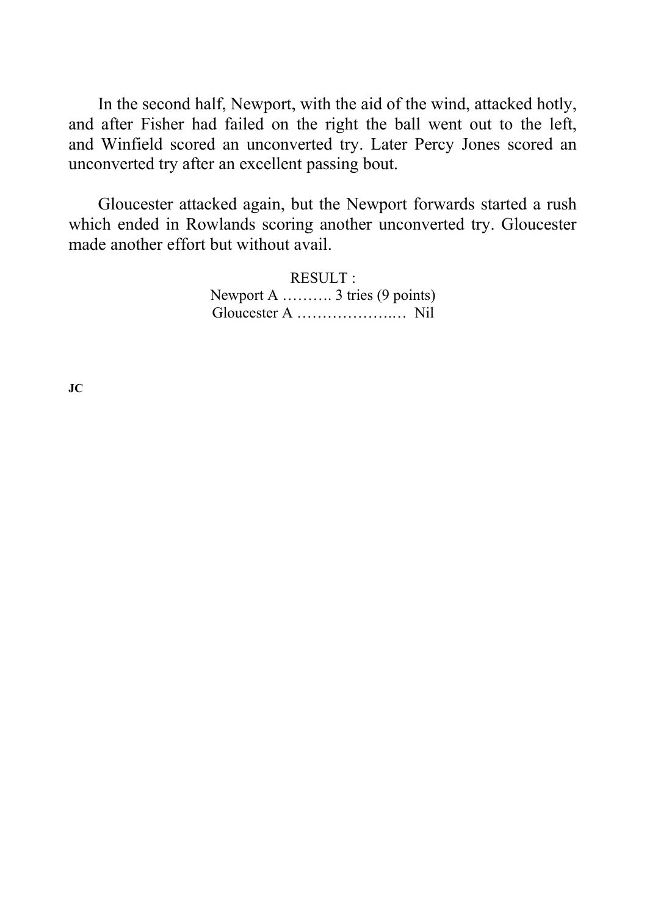In the second half, Newport, with the aid of the wind, attacked hotly, and after Fisher had failed on the right the ball went out to the left, and Winfield scored an unconverted try. Later Percy Jones scored an unconverted try after an excellent passing bout.

Gloucester attacked again, but the Newport forwards started a rush which ended in Rowlands scoring another unconverted try. Gloucester made another effort but without avail.

RESULT :
Newport A ………. 3 tries (9 points)
Gloucester A ………………..… Nil

**JC**